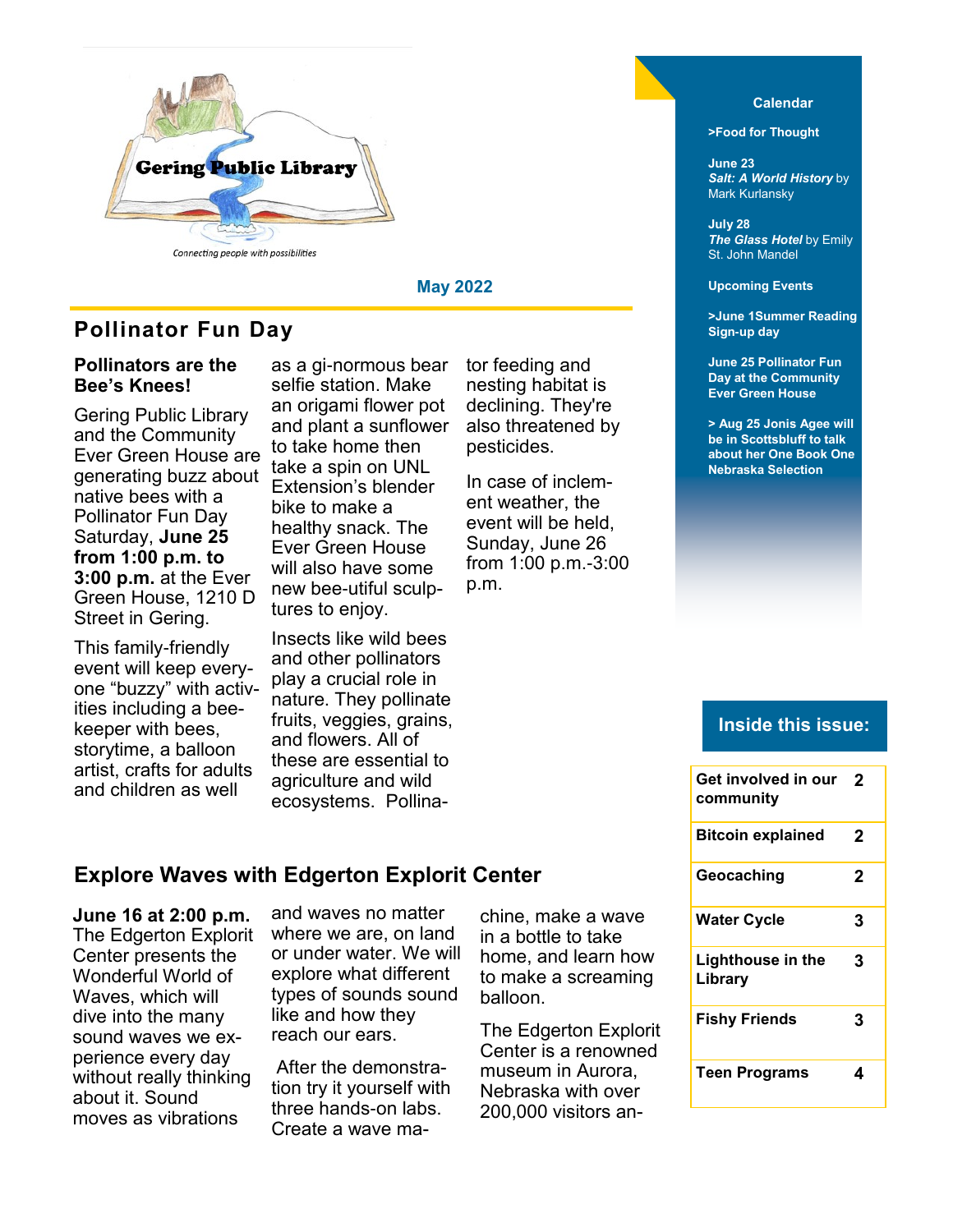Gering Public Library

*Connecting people with possibilities*

May 2022

## Pollinator Fun Day

**Pollinators are the Bee's Knees!**

Gering Public Library and the Community Ever Green House are generating buzz about native bees with a Pollinator Fun Day Saturday, **June 25 from 1:00 p.m. to 3:00 p.m.** at the Ever Green House, 1210 D Street in Gering.

This family-friendly event will keep everyone "buzzy" with activities including a beekeeper with bees, storytime, a balloon artist, crafts for adults and children as well as a gi-normous bear selfie station. Make an origami flower pot and plant a sunflower to take home then take a spin on UNL Extension's blender bike to make a healthy snack. The Ever Green House will also have some new bee-utiful sculptures to enjoy.

Insects like wild bees and other pollinators play a crucial role in nature. They pollinate fruits, veggies, grains, and flowers. All of these are essential to agriculture and wild ecosystems. Pollinator feeding and nesting habitat is declining. They're also threatened by pesticides.

In case of inclement weather, the event will be held, Sunday, June 26 from 1:00 p.m.-3:00 p.m.

## Explore Waves with Edgerton Explorit Center

**June 16 at 2:00 p.m.** The Edgerton Explorit Center presents the Wonderful World of Waves, which will dive into the many sound waves we experience every day without really thinking about it. Sound moves as vibrations and waves no matter where we are, on land or under water. We will explore what different types of sounds sound like and how they reach our ears.

After the demonstration try it yourself with three hands-on labs. Create a wave machine, make a wave in a bottle to take home, and learn how to make a screaming balloon.

The Edgerton Explorit Center is a renowned museum in Aurora, Nebraska with over 200,000 visitors an-

**Calendar**

**>Food for Thought**

**June 23**
***Salt: A World History*** by Mark Kurlansky

**July 28**
***The Glass Hotel*** by Emily St. John Mandel

**Upcoming Events**

**>June 1Summer Reading Sign-up day**

**June 25 Pollinator Fun Day at the Community Ever Green House**

**> Aug 25 Jonis Agee will be in Scottsbluff to talk about her One Book One Nebraska Selection**

**Inside this issue:**

| | |
|---|---|
| **Get involved in our community** | **2** |
| **Bitcoin explained** | **2** |
| **Geocaching** | **2** |
| **Water Cycle** | **3** |
| **Lighthouse in the Library** | **3** |
| **Fishy Friends** | **3** |
| **Teen Programs** | **4** |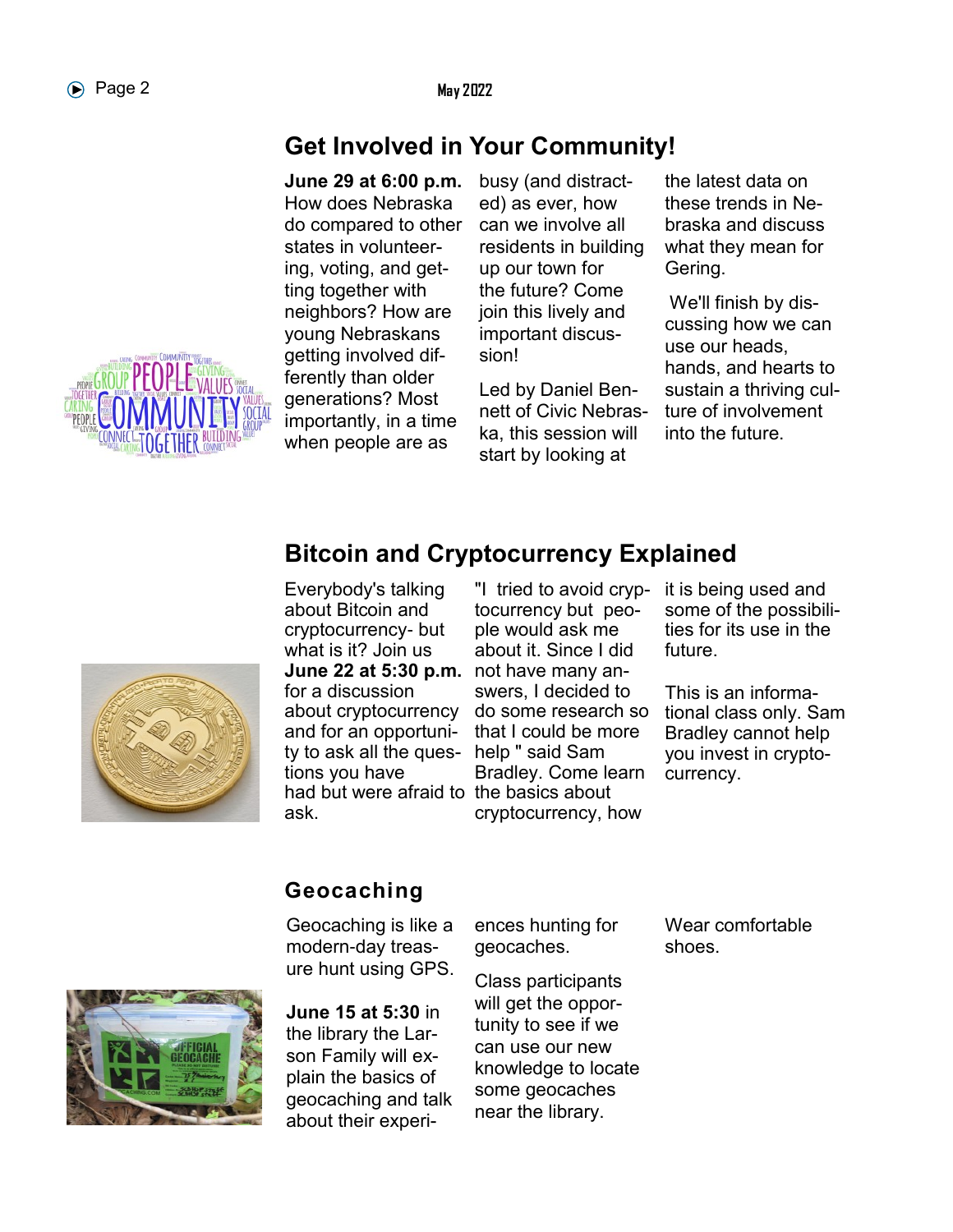## Get Involved in Your Community!

**June 29 at 6:00 p.m.** How does Nebraska do compared to other states in volunteering, voting, and getting together with neighbors? How are young Nebraskans getting involved differently than older generations? Most importantly, in a time when people are as busy (and distracted) as ever, how can we involve all residents in building up our town for the future? Come join this lively and important discussion!

Led by Daniel Bennett of Civic Nebraska, this session will start by looking at the latest data on these trends in Nebraska and discuss what they mean for Gering.

We'll finish by discussing how we can use our heads, hands, and hearts to sustain a thriving culture of involvement into the future.

## Bitcoin and Cryptocurrency Explained

Everybody's talking about Bitcoin and cryptocurrency- but what is it? Join us **June 22 at 5:30 p.m.** for a discussion about cryptocurrency and for an opportunity to ask all the questions you have had but were afraid to ask.

"I tried to avoid cryptocurrency but people would ask me about it. Since I did not have many answers, I decided to do some research so that I could be more help " said Sam Bradley. Come learn the basics about cryptocurrency, how it is being used and some of the possibilities for its use in the future.

This is an informational class only. Sam Bradley cannot help you invest in cryptocurrency.

## Geocaching

Geocaching is like a modern-day treasure hunt using GPS.

**June 15 at 5:30** in the library the Larson Family will explain the basics of geocaching and talk about their experiences hunting for geocaches.

Class participants will get the opportunity to see if we can use our new knowledge to locate some geocaches near the library.

Wear comfortable shoes.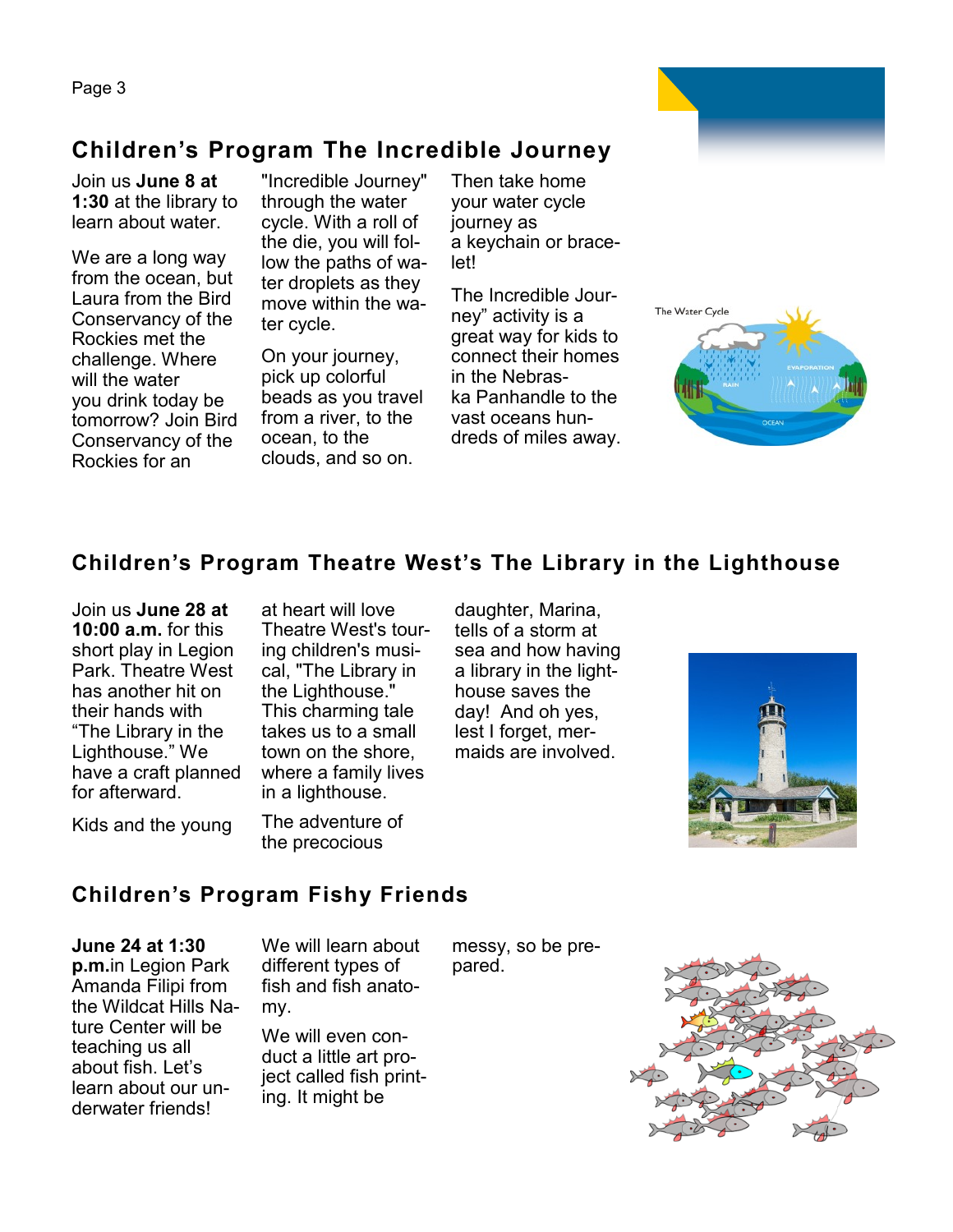## Children's Program The Incredible Journey

Join us **June 8 at 1:30** at the library to learn about water.

We are a long way from the ocean, but Laura from the Bird Conservancy of the Rockies met the challenge. Where will the water you drink today be tomorrow? Join Bird Conservancy of the Rockies for an "Incredible Journey" through the water cycle. With a roll of the die, you will follow the paths of water droplets as they move within the water cycle.

On your journey, pick up colorful beads as you travel from a river, to the ocean, to the clouds, and so on. Then take home your water cycle journey as a keychain or bracelet!

The Incredible Journey" activity is a great way for kids to connect their homes in the Nebraska Panhandle to the vast oceans hundreds of miles away.

## Children's Program Theatre West's The Library in the Lighthouse

Join us **June 28 at 10:00 a.m.** for this short play in Legion Park. Theatre West has another hit on their hands with "The Library in the Lighthouse." We have a craft planned for afterward.

Kids and the young at heart will love Theatre West's touring children's musical, "The Library in the Lighthouse." This charming tale takes us to a small town on the shore, where a family lives in a lighthouse.

The adventure of the precocious daughter, Marina, tells of a storm at sea and how having a library in the lighthouse saves the day! And oh yes, lest I forget, mermaids are involved.

## Children's Program Fishy Friends

**June 24 at 1:30 p.m.** in Legion Park Amanda Filipi from the Wildcat Hills Nature Center will be teaching us all about fish. Let's learn about our underwater friends!

We will learn about different types of fish and fish anatomy.

We will even conduct a little art project called fish printing. It might be messy, so be prepared.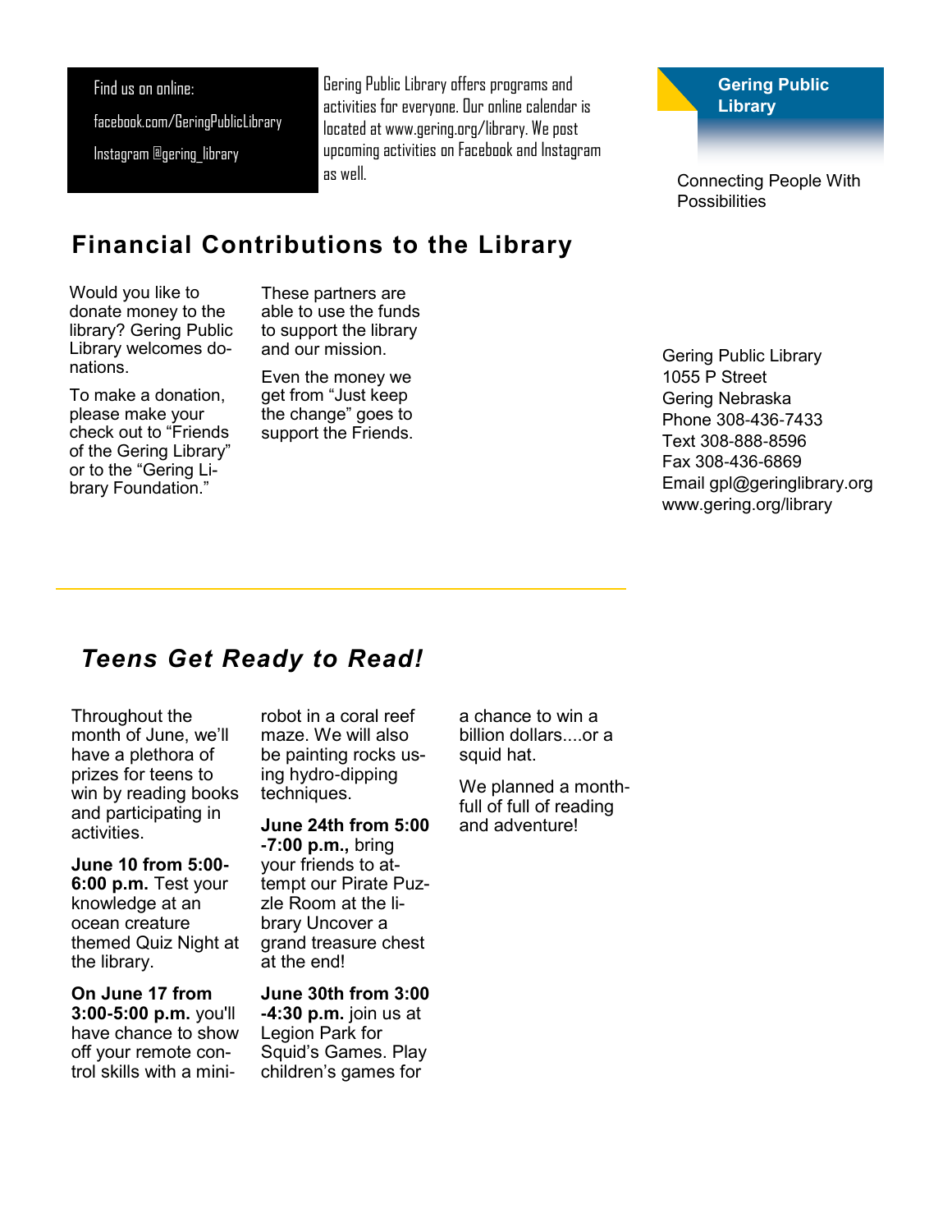Find us on online:

facebook.com/GeringPublicLibrary

Instagram @gering_library

Gering Public Library offers programs and activities for everyone. Our online calendar is located at www.gering.org/library. We post upcoming activities on Facebook and Instagram as well.

**Gering Public Library**

Connecting People With Possibilities

## Financial Contributions to the Library

Would you like to donate money to the library? Gering Public Library welcomes donations.

To make a donation, please make your check out to “Friends of the Gering Library” or to the “Gering Library Foundation.”

These partners are able to use the funds to support the library and our mission.

Even the money we get from “Just keep the change” goes to support the Friends.

Gering Public Library
1055 P Street
Gering Nebraska
Phone 308-436-7433
Text 308-888-8596
Fax 308-436-6869
Email gpl@geringlibrary.org
www.gering.org/library

## *Teens Get Ready to Read!*

Throughout the month of June, we’ll have a plethora of prizes for teens to win by reading books and participating in activities.

**June 10 from 5:00-6:00 p.m.** Test your knowledge at an ocean creature themed Quiz Night at the library.

**On June 17 from 3:00-5:00 p.m.** you'll have chance to show off your remote control skills with a mini-robot in a coral reef maze. We will also be painting rocks using hydro-dipping techniques.

**June 24th from 5:00-7:00 p.m.,** bring your friends to attempt our Pirate Puzzle Room at the library Uncover a grand treasure chest at the end!

**June 30th from 3:00-4:30 p.m.** join us at Legion Park for Squid’s Games. Play children’s games for a chance to win a billion dollars....or a squid hat.

We planned a month-full of full of reading and adventure!